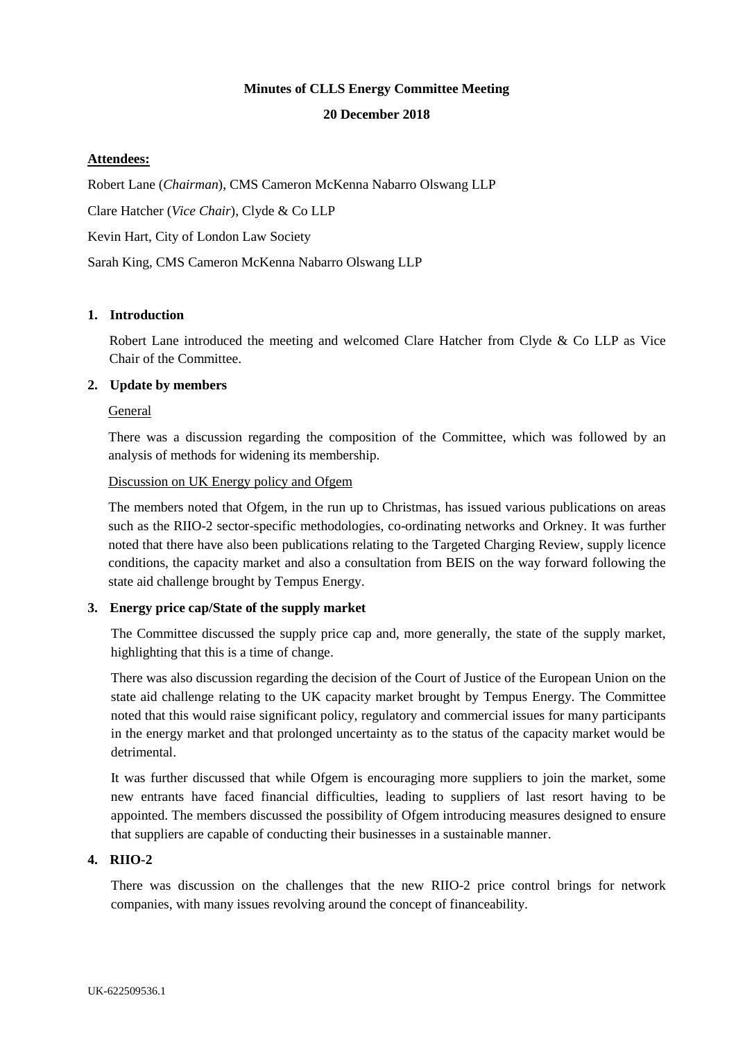**Minutes of CLLS Energy Committee Meeting**

**20 December 2018**

**Attendees:**

Robert Lane (*Chairman*), CMS Cameron McKenna Nabarro Olswang LLP

Clare Hatcher (*Vice Chair*), Clyde & Co LLP

Kevin Hart, City of London Law Society

Sarah King, CMS Cameron McKenna Nabarro Olswang LLP

**1. Introduction**

Robert Lane introduced the meeting and welcomed Clare Hatcher from Clyde & Co LLP as Vice Chair of the Committee.

**2. Update by members**

General

There was a discussion regarding the composition of the Committee, which was followed by an analysis of methods for widening its membership.

Discussion on UK Energy policy and Ofgem

The members noted that Ofgem, in the run up to Christmas, has issued various publications on areas such as the RIIO-2 sector-specific methodologies, co-ordinating networks and Orkney. It was further noted that there have also been publications relating to the Targeted Charging Review, supply licence conditions, the capacity market and also a consultation from BEIS on the way forward following the state aid challenge brought by Tempus Energy.

**3. Energy price cap/State of the supply market**

The Committee discussed the supply price cap and, more generally, the state of the supply market, highlighting that this is a time of change.

There was also discussion regarding the decision of the Court of Justice of the European Union on the state aid challenge relating to the UK capacity market brought by Tempus Energy. The Committee noted that this would raise significant policy, regulatory and commercial issues for many participants in the energy market and that prolonged uncertainty as to the status of the capacity market would be detrimental.

It was further discussed that while Ofgem is encouraging more suppliers to join the market, some new entrants have faced financial difficulties, leading to suppliers of last resort having to be appointed. The members discussed the possibility of Ofgem introducing measures designed to ensure that suppliers are capable of conducting their businesses in a sustainable manner.

**4. RIIO-2**

There was discussion on the challenges that the new RIIO-2 price control brings for network companies, with many issues revolving around the concept of financeability.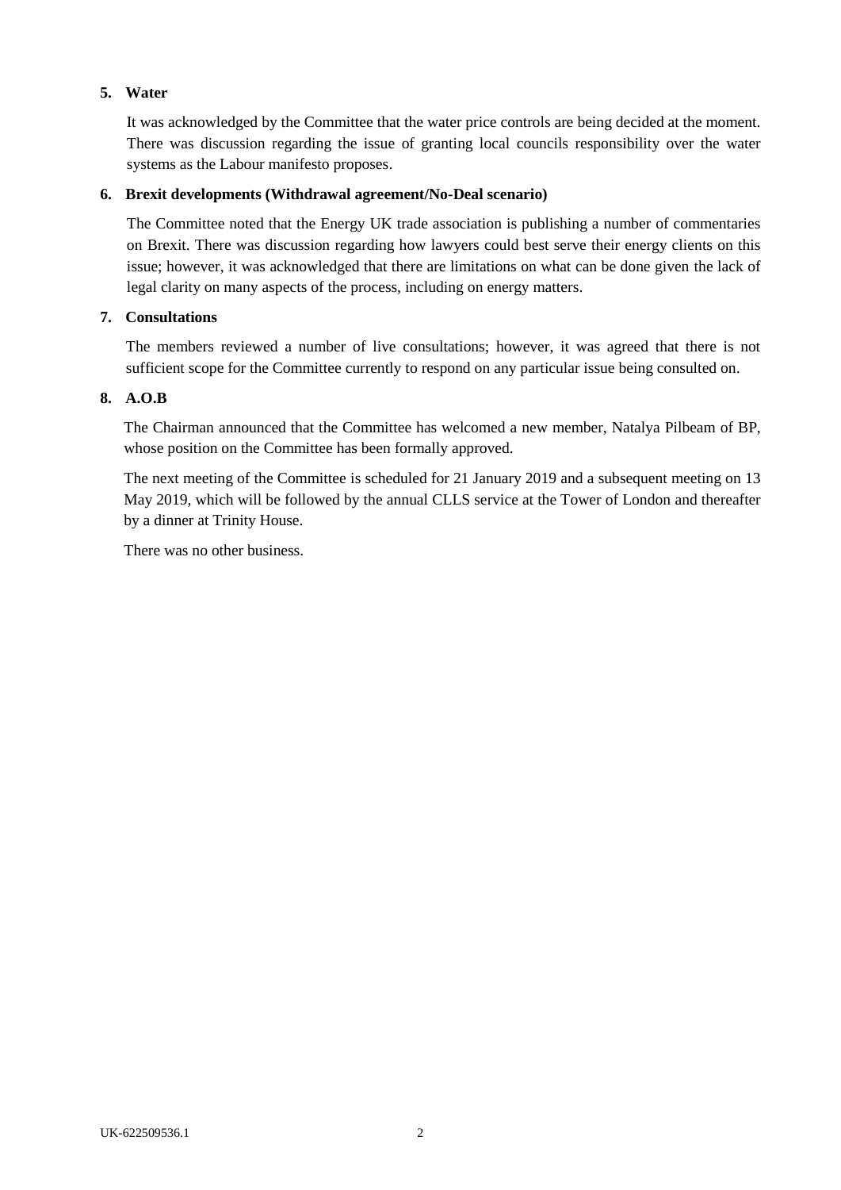**5. Water**

It was acknowledged by the Committee that the water price controls are being decided at the moment. There was discussion regarding the issue of granting local councils responsibility over the water systems as the Labour manifesto proposes.

**6. Brexit developments (Withdrawal agreement/No-Deal scenario)**

The Committee noted that the Energy UK trade association is publishing a number of commentaries on Brexit. There was discussion regarding how lawyers could best serve their energy clients on this issue; however, it was acknowledged that there are limitations on what can be done given the lack of legal clarity on many aspects of the process, including on energy matters.

**7. Consultations**

The members reviewed a number of live consultations; however, it was agreed that there is not sufficient scope for the Committee currently to respond on any particular issue being consulted on.

**8. A.O.B**

The Chairman announced that the Committee has welcomed a new member, Natalya Pilbeam of BP, whose position on the Committee has been formally approved.

The next meeting of the Committee is scheduled for 21 January 2019 and a subsequent meeting on 13 May 2019, which will be followed by the annual CLLS service at the Tower of London and thereafter by a dinner at Trinity House.

There was no other business.

UK-622509536.1